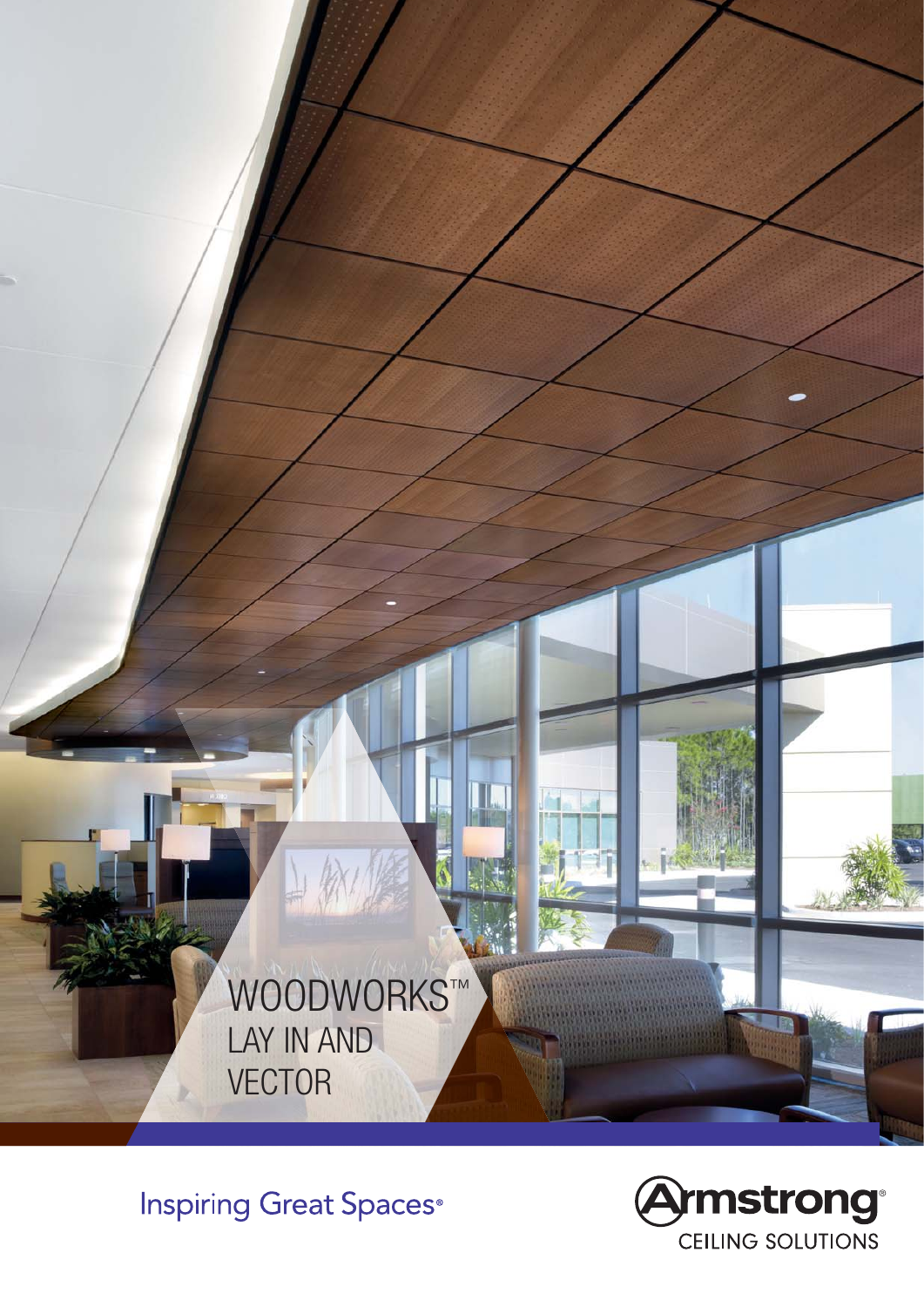# WOODWORKS™ LAY IN AND VECTOR

Inspiring Great Spaces®

Armstrong® CEILING SOLUTIONS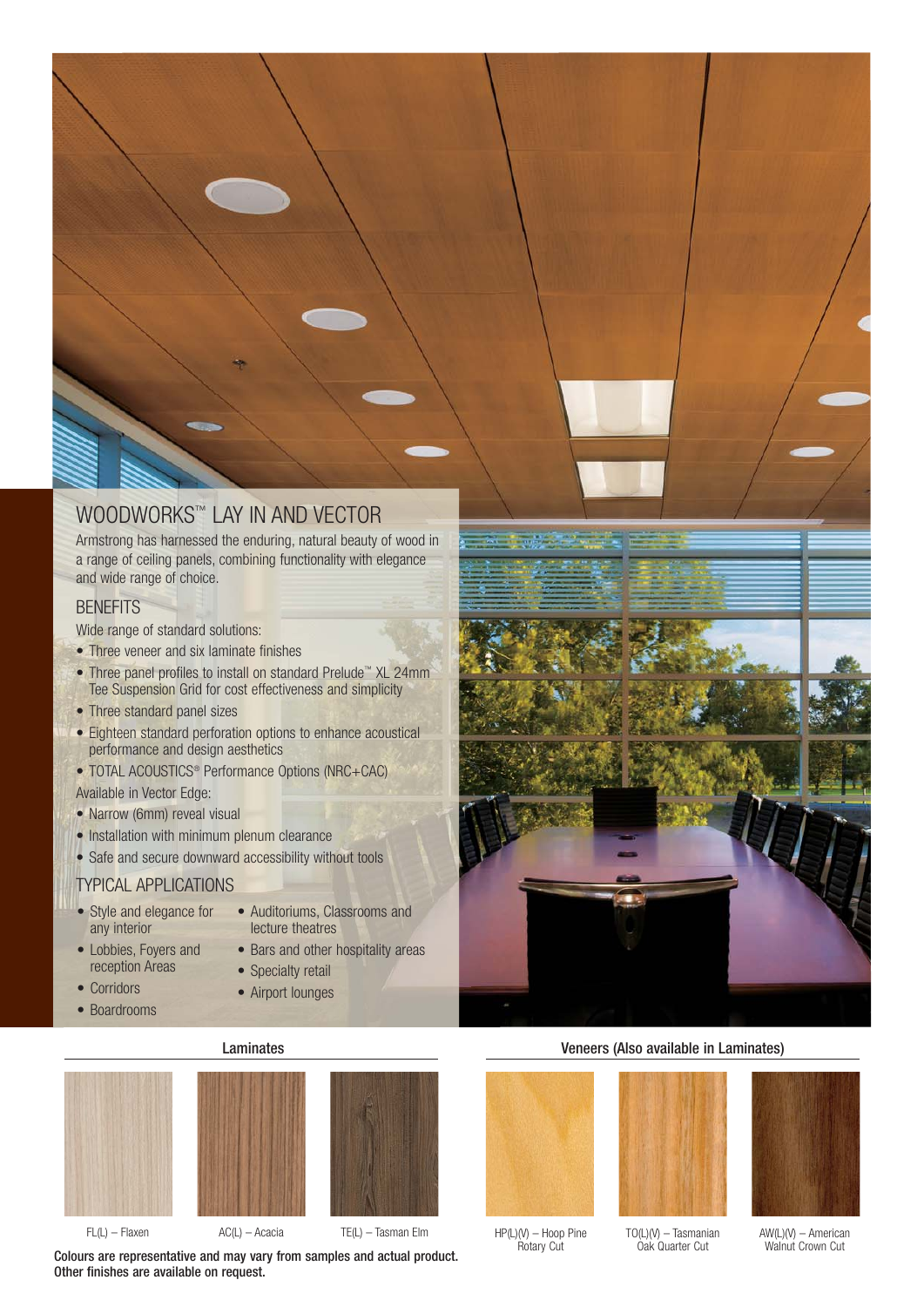# WOODWORKS™ LAY IN AND VECTOR

Armstrong has harnessed the enduring, natural beauty of wood in a range of ceiling panels, combining functionality with elegance and wide range of choice.

## BENEFITS

Wide range of standard solutions:

- Three veneer and six laminate finishes
- Three panel profiles to install on standard Prelude™ XL 24mm Tee Suspension Grid for cost effectiveness and simplicity
- Three standard panel sizes
- Eighteen standard perforation options to enhance acoustical performance and design aesthetics
- TOTAL ACOUSTICS® Performance Options (NRC+CAC)

Available in Vector Edge:

- Narrow (6mm) reveal visual
- Installation with minimum plenum clearance
- Safe and secure downward accessibility without tools

## TYPICAL APPLICATIONS

- Style and elegance for any interior
- Lobbies, Foyers and reception Areas
- Corridors
- Boardrooms
- Auditoriums, Classrooms and lecture theatres
- Bars and other hospitality areas
- Specialty retail
- Airport lounges

**Laminates**

FL(L) – Flaxen

AC(L) – Acacia

TE(L) – Tasman Elm

**Veneers (Also available in Laminates)**

HP(L)(V) – Hoop Pine Rotary Cut

TO(L)(V) – Tasmanian Oak Quarter Cut

AW(L)(V) – American Walnut Crown Cut

**Colours are representative and may vary from samples and actual product. Other finishes are available on request.**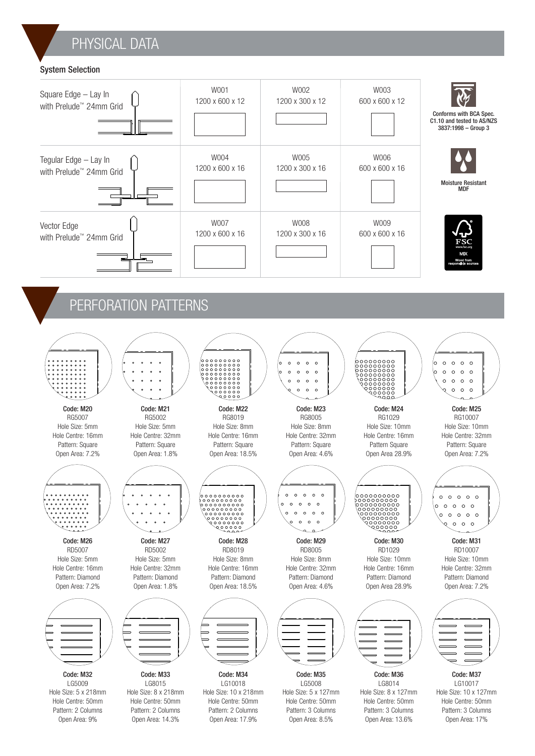# PHYSICAL DATA

### System Selection

| | | | |
|---|---|---|---|
| Square Edge – Lay In with Prelude™ 24mm Grid | W001 1200 x 600 x 12 | W002 1200 x 300 x 12 | W003 600 x 600 x 12 |
| Tegular Edge – Lay In with Prelude™ 24mm Grid | W004 1200 x 600 x 16 | W005 1200 x 300 x 16 | W006 600 x 600 x 16 |
| Vector Edge with Prelude™ 24mm Grid | W007 1200 x 600 x 16 | W008 1200 x 300 x 16 | W009 600 x 600 x 16 |

Conforms with BCA Spec. C1.10 and tested to AS/NZS 3837:1998 – Group 3

Moisture Resistant MDF

FSC www.fsc.org MIX Wood from responsible sources

# PERFORATION PATTERNS

**Code: M20**
RG5007
Hole Size: 5mm
Hole Centre: 16mm
Pattern: Square
Open Area: 7.2%

**Code: M21**
RG5002
Hole Size: 5mm
Hole Centre: 32mm
Pattern: Square
Open Area: 1.8%

**Code: M22**
RG8019
Hole Size: 8mm
Hole Centre: 16mm
Pattern: Square
Open Area: 18.5%

**Code: M23**
RG8005
Hole Size: 8mm
Hole Centre: 32mm
Pattern: Square
Open Area: 4.6%

**Code: M24**
RG1029
Hole Size: 10mm
Hole Centre: 16mm
Pattern Square
Open Area 28.9%

**Code: M25**
RG10007
Hole Size: 10mm
Hole Centre: 32mm
Pattern: Square
Open Area: 7.2%

**Code: M26**
RD5007
Hole Size: 5mm
Hole Centre: 16mm
Pattern: Diamond
Open Area: 7.2%

**Code: M27**
RD5002
Hole Size: 5mm
Hole Centre: 32mm
Pattern: Diamond
Open Area: 1.8%

**Code: M28**
RD8019
Hole Size: 8mm
Hole Centre: 16mm
Pattern: Diamond
Open Area: 18.5%

**Code: M29**
RD8005
Hole Size: 8mm
Hole Centre: 32mm
Pattern: Diamond
Open Area: 4.6%

**Code: M30**
RD1029
Hole Size: 10mm
Hole Centre: 16mm
Pattern: Diamond
Open Area 28.9%

**Code: M31**
RD10007
Hole Size: 10mm
Hole Centre: 32mm
Pattern: Diamond
Open Area: 7.2%

**Code: M32**
LG5009
Hole Size: 5 x 218mm
Hole Centre: 50mm
Pattern: 2 Columns
Open Area: 9%

**Code: M33**
LG8015
Hole Size: 8 x 218mm
Hole Centre: 50mm
Pattern: 2 Columns
Open Area: 14.3%

**Code: M34**
LG10018
Hole Size: 10 x 218mm
Hole Centre: 50mm
Pattern: 2 Columns
Open Area: 17.9%

**Code: M35**
LG5008
Hole Size: 5 x 127mm
Hole Centre: 50mm
Pattern: 3 Columns
Open Area: 8.5%

**Code: M36**
LG8014
Hole Size: 8 x 127mm
Hole Centre: 50mm
Pattern: 3 Columns
Open Area: 13.6%

**Code: M37**
LG10017
Hole Size: 10 x 127mm
Hole Centre: 50mm
Pattern: 3 Columns
Open Area: 17%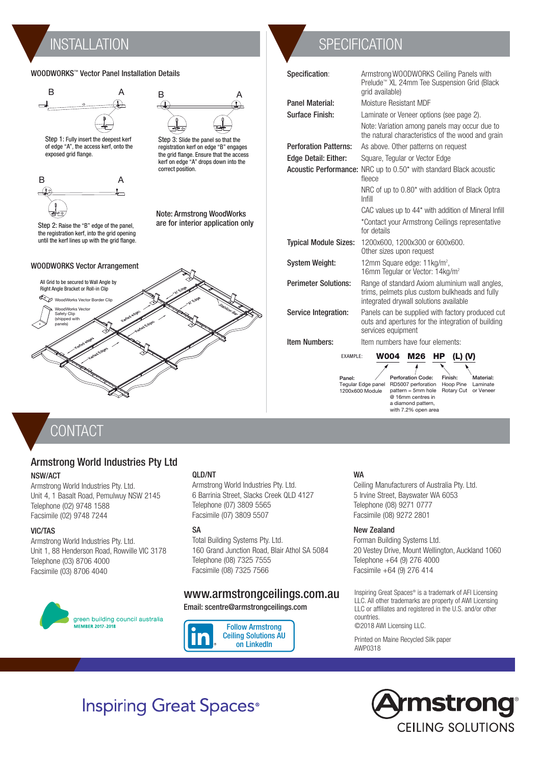# INSTALLATION

### WOODWORKS™ Vector Panel Installation Details

B A

Step 1: Fully insert the deepest kerf of edge "A", the access kerf, onto the exposed grid flange.

B A

Step 2: Raise the "B" edge of the panel, the registration kerf, into the grid opening until the kerf lines up with the grid flange.

B A

Step 3: Slide the panel so that the registration kerf on edge "B" engages the grid flange. Ensure that the access kerf on edge "A" drops down into the correct position.

**Note: Armstrong WoodWorks are for interior application only**

### WOODWORKS Vector Arrangement

All Grid to be secured to Wall Angle by Right Angle Bracket or Roll-in Clip

WoodWorks Vector Border Clip

WoodWorks Vector Safety Clip (shipped with panels)

"A" Edge

"A" Edge

Stabilizer Bar

Kerfed edges

Kerfed Edges

Kerfed edges

Kerfed Edges

# SPECIFICATION

| | |
|---|---|
| **Specification:** | Armstrong WOODWORKS Ceiling Panels with Prelude™ XL 24mm Tee Suspension Grid (Black grid available) |
| **Panel Material:** | Moisture Resistant MDF |
| **Surface Finish:** | Laminate or Veneer options (see page 2). Note: Variation among panels may occur due to the natural characteristics of the wood and grain |
| **Perforation Patterns:** | As above. Other patterns on request |
| **Edge Detail: Either:** | Square, Tegular or Vector Edge |
| **Acoustic Performance:** | NRC up to 0.50* with standard Black acoustic fleece<br>NRC of up to 0.80* with addition of Black Optra Infill<br>CAC values up to 44* with addition of Mineral Infill<br>*Contact your Armstrong Ceilings representative for details |
| **Typical Module Sizes:** | 1200x600, 1200x300 or 600x600. Other sizes upon request |
| **System Weight:** | 12mm Square edge: 11kg/m², 16mm Tegular or Vector: 14kg/m² |
| **Perimeter Solutions:** | Range of standard Axiom aluminium wall angles, trims, pelmets plus custom bulkheads and fully integrated drywall solutions available |
| **Service Integration:** | Panels can be supplied with factory produced cut outs and apertures for the integration of building services equipment |
| **Item Numbers:** | Item numbers have four elements: |

EXAMPLE: **W004 M26 HP (L) (V)**

- **Panel:** Tegular Edge panel 1200x600 Module
- **Perforation Code:** RD5007 perforation pattern = 5mm hole @ 16mm centres in a diamond pattern, with 7.2% open area
- **Finish:** Hoop Pine Rotary Cut
- **Material:** Laminate or Veneer

# CONTACT

## Armstrong World Industries Pty Ltd

**NSW/ACT**
Armstrong World Industries Pty. Ltd.
Unit 4, 1 Basalt Road, Pemulwuy NSW 2145
Telephone (02) 9748 1588
Facsimile (02) 9748 7244

**VIC/TAS**
Armstrong World Industries Pty. Ltd.
Unit 1, 88 Henderson Road, Rowville VIC 3178
Telephone (03) 8706 4000
Facsimile (03) 8706 4040

**QLD/NT**
Armstrong World Industries Pty. Ltd.
6 Barrinia Street, Slacks Creek QLD 4127
Telephone (07) 3809 5565
Facsimile (07) 3809 5507

**SA**
Total Building Systems Pty. Ltd.
160 Grand Junction Road, Blair Athol SA 5084
Telephone (08) 7325 7555
Facsimile (08) 7325 7566

**WA**
Ceiling Manufacturers of Australia Pty. Ltd.
5 Irvine Street, Bayswater WA 6053
Telephone (08) 9271 0777
Facsimile (08) 9272 2801

**New Zealand**
Forman Building Systems Ltd.
20 Vestey Drive, Mount Wellington, Auckland 1060
Telephone +64 (9) 276 4000
Facsimile +64 (9) 276 414

green building council australia
MEMBER 2017-2018

## www.armstrongceilings.com.au

Email: scentre@armstrongceilings.com

Follow Armstrong Ceiling Solutions AU on LinkedIn

Inspiring Great Spaces® is a trademark of AFI Licensing LLC. All other trademarks are property of AWI Licensing LLC or affiliates and registered in the U.S. and/or other countries.
©2018 AWI Licensing LLC.

Printed on Maine Recycled Silk paper
AWP0318

Inspiring Great Spaces®

Armstrong® CEILING SOLUTIONS